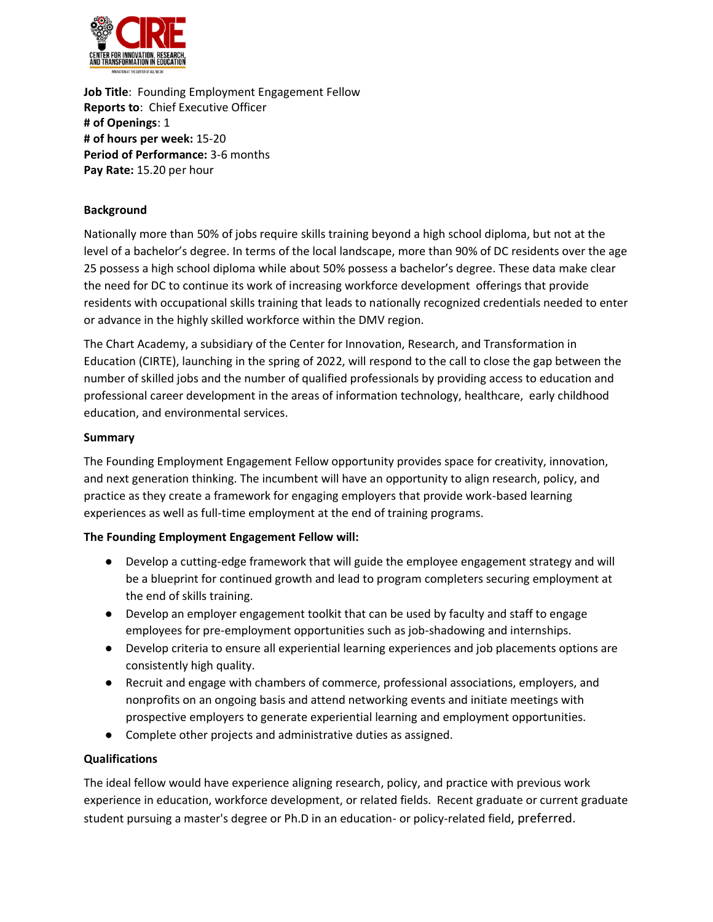CIRTE

CENTER FOR INNOVATION, RESEARCH, AND TRANSFORMATION IN EDUCATION

INNOVATION AT THE CENTER OF ALL WE DO

**Job Title**: Founding Employment Engagement Fellow
**Reports to**: Chief Executive Officer
**# of Openings**: 1
**# of hours per week:** 15-20
**Period of Performance:** 3-6 months
**Pay Rate:** 15.20 per hour

**Background**

Nationally more than 50% of jobs require skills training beyond a high school diploma, but not at the level of a bachelor's degree. In terms of the local landscape, more than 90% of DC residents over the age 25 possess a high school diploma while about 50% possess a bachelor's degree. These data make clear the need for DC to continue its work of increasing workforce development offerings that provide residents with occupational skills training that leads to nationally recognized credentials needed to enter or advance in the highly skilled workforce within the DMV region.

The Chart Academy, a subsidiary of the Center for Innovation, Research, and Transformation in Education (CIRTE), launching in the spring of 2022, will respond to the call to close the gap between the number of skilled jobs and the number of qualified professionals by providing access to education and professional career development in the areas of information technology, healthcare, early childhood education, and environmental services.

**Summary**

The Founding Employment Engagement Fellow opportunity provides space for creativity, innovation, and next generation thinking. The incumbent will have an opportunity to align research, policy, and practice as they create a framework for engaging employers that provide work-based learning experiences as well as full-time employment at the end of training programs.

**The Founding Employment Engagement Fellow will:**

- Develop a cutting-edge framework that will guide the employee engagement strategy and will be a blueprint for continued growth and lead to program completers securing employment at the end of skills training.
- Develop an employer engagement toolkit that can be used by faculty and staff to engage employees for pre-employment opportunities such as job-shadowing and internships.
- Develop criteria to ensure all experiential learning experiences and job placements options are consistently high quality.
- Recruit and engage with chambers of commerce, professional associations, employers, and nonprofits on an ongoing basis and attend networking events and initiate meetings with prospective employers to generate experiential learning and employment opportunities.
- Complete other projects and administrative duties as assigned.

**Qualifications**

The ideal fellow would have experience aligning research, policy, and practice with previous work experience in education, workforce development, or related fields. Recent graduate or current graduate student pursuing a master's degree or Ph.D in an education- or policy-related field, preferred.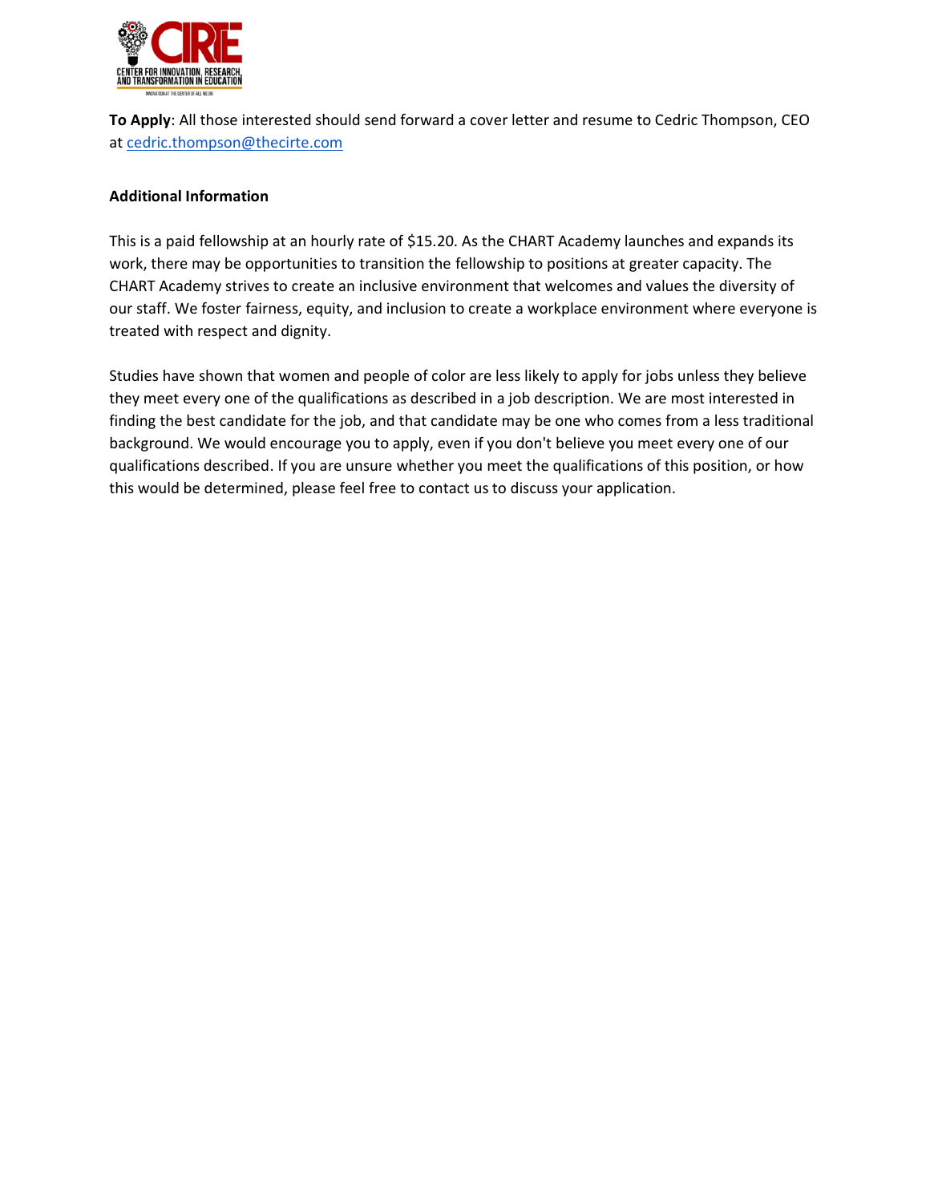**To Apply**: All those interested should send forward a cover letter and resume to Cedric Thompson, CEO at cedric.thompson@thecirte.com

**Additional Information**

This is a paid fellowship at an hourly rate of $15.20. As the CHART Academy launches and expands its work, there may be opportunities to transition the fellowship to positions at greater capacity. The CHART Academy strives to create an inclusive environment that welcomes and values the diversity of our staff. We foster fairness, equity, and inclusion to create a workplace environment where everyone is treated with respect and dignity.

Studies have shown that women and people of color are less likely to apply for jobs unless they believe they meet every one of the qualifications as described in a job description. We are most interested in finding the best candidate for the job, and that candidate may be one who comes from a less traditional background. We would encourage you to apply, even if you don't believe you meet every one of our qualifications described. If you are unsure whether you meet the qualifications of this position, or how this would be determined, please feel free to contact us to discuss your application.